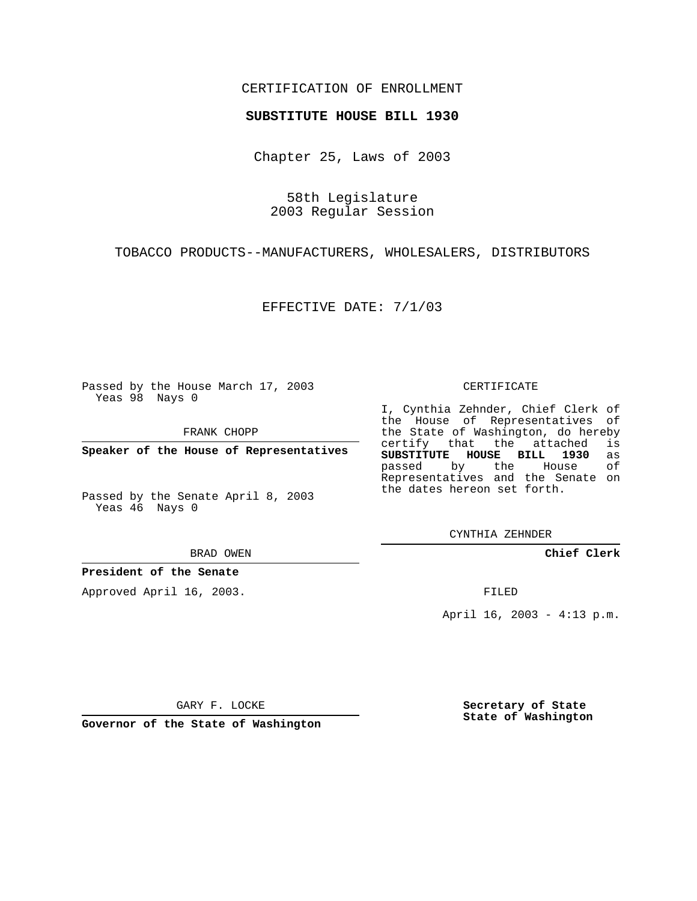CERTIFICATION OF ENROLLMENT

**SUBSTITUTE HOUSE BILL 1930**

Chapter 25, Laws of 2003

58th Legislature
2003 Regular Session

TOBACCO PRODUCTS--MANUFACTURERS, WHOLESALERS, DISTRIBUTORS

EFFECTIVE DATE: 7/1/03

Passed by the House March 17, 2003
Yeas 98 Nays 0

FRANK CHOPP

**Speaker of the House of Representatives**

Passed by the Senate April 8, 2003
Yeas 46 Nays 0

BRAD OWEN

**President of the Senate**

Approved April 16, 2003.

GARY F. LOCKE

**Governor of the State of Washington**

CERTIFICATE

I, Cynthia Zehnder, Chief Clerk of the House of Representatives of the State of Washington, do hereby certify that the attached is **SUBSTITUTE HOUSE BILL 1930** as passed by the House of Representatives and the Senate on the dates hereon set forth.

CYNTHIA ZEHNDER

**Chief Clerk**

FILED

April 16, 2003 - 4:13 p.m.

**Secretary of State**
**State of Washington**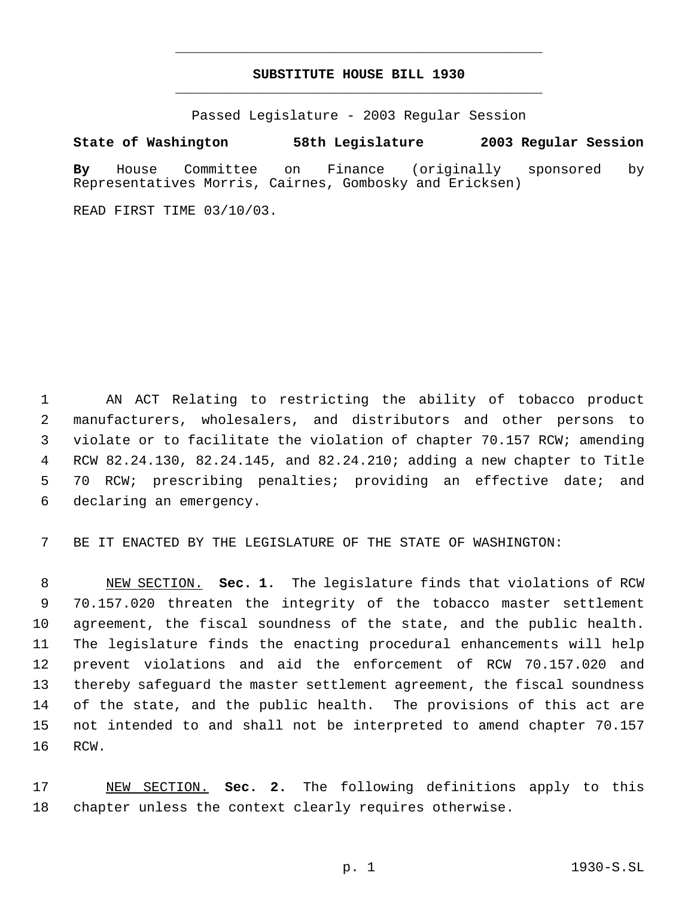# SUBSTITUTE HOUSE BILL 1930

Passed Legislature - 2003 Regular Session

**State of Washington 58th Legislature 2003 Regular Session**

**By** House Committee on Finance (originally sponsored by Representatives Morris, Cairnes, Gombosky and Ericksen)

READ FIRST TIME 03/10/03.

AN ACT Relating to restricting the ability of tobacco product manufacturers, wholesalers, and distributors and other persons to violate or to facilitate the violation of chapter 70.157 RCW; amending RCW 82.24.130, 82.24.145, and 82.24.210; adding a new chapter to Title 70 RCW; prescribing penalties; providing an effective date; and declaring an emergency.

BE IT ENACTED BY THE LEGISLATURE OF THE STATE OF WASHINGTON:

NEW SECTION. **Sec. 1.** The legislature finds that violations of RCW 70.157.020 threaten the integrity of the tobacco master settlement agreement, the fiscal soundness of the state, and the public health. The legislature finds the enacting procedural enhancements will help prevent violations and aid the enforcement of RCW 70.157.020 and thereby safeguard the master settlement agreement, the fiscal soundness of the state, and the public health. The provisions of this act are not intended to and shall not be interpreted to amend chapter 70.157 RCW.

NEW SECTION. **Sec. 2.** The following definitions apply to this chapter unless the context clearly requires otherwise.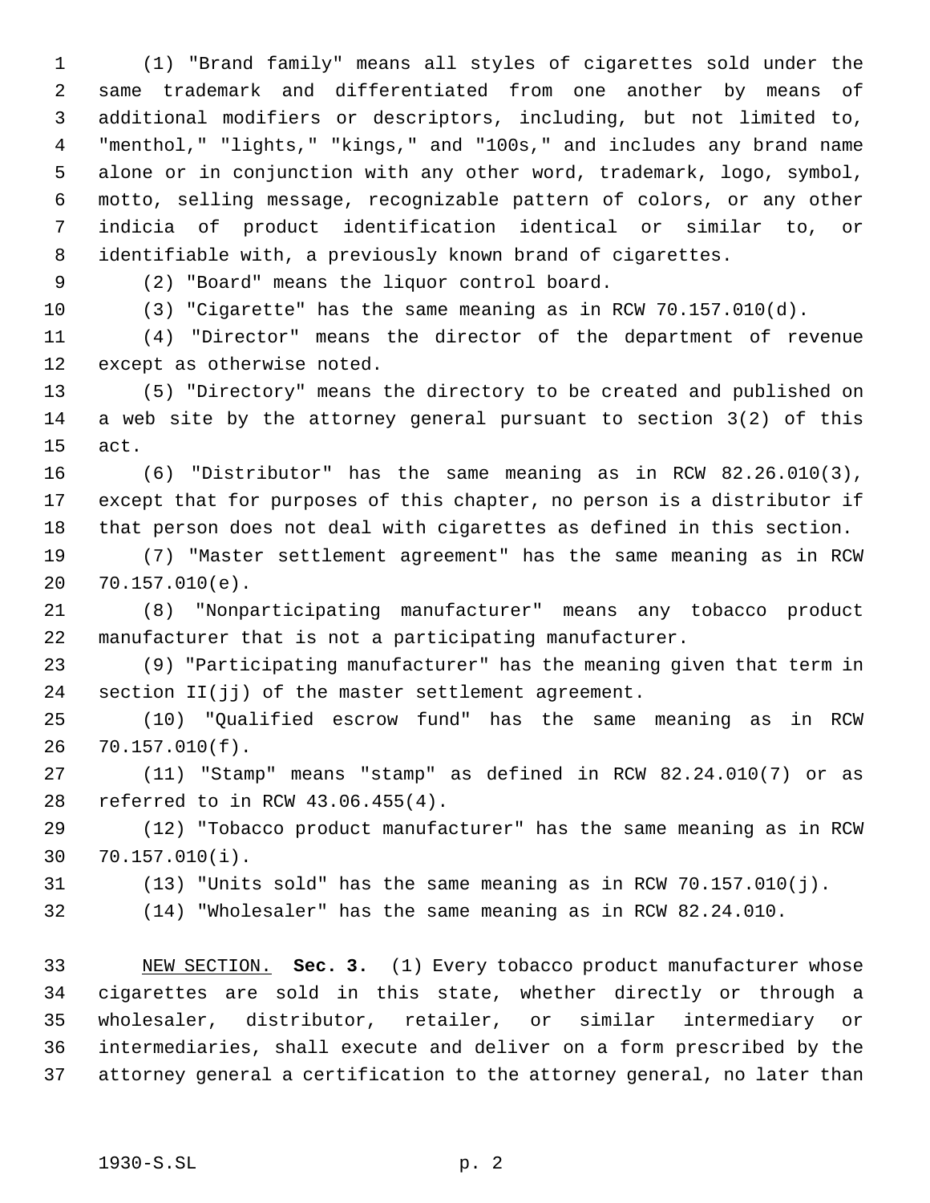(1) "Brand family" means all styles of cigarettes sold under the same trademark and differentiated from one another by means of additional modifiers or descriptors, including, but not limited to, "menthol," "lights," "kings," and "100s," and includes any brand name alone or in conjunction with any other word, trademark, logo, symbol, motto, selling message, recognizable pattern of colors, or any other indicia of product identification identical or similar to, or identifiable with, a previously known brand of cigarettes.

(2) "Board" means the liquor control board.

(3) "Cigarette" has the same meaning as in RCW 70.157.010(d).

(4) "Director" means the director of the department of revenue except as otherwise noted.

(5) "Directory" means the directory to be created and published on a web site by the attorney general pursuant to section 3(2) of this act.

(6) "Distributor" has the same meaning as in RCW 82.26.010(3), except that for purposes of this chapter, no person is a distributor if that person does not deal with cigarettes as defined in this section.

(7) "Master settlement agreement" has the same meaning as in RCW 70.157.010(e).

(8) "Nonparticipating manufacturer" means any tobacco product manufacturer that is not a participating manufacturer.

(9) "Participating manufacturer" has the meaning given that term in section II(jj) of the master settlement agreement.

(10) "Qualified escrow fund" has the same meaning as in RCW 70.157.010(f).

(11) "Stamp" means "stamp" as defined in RCW 82.24.010(7) or as referred to in RCW 43.06.455(4).

(12) "Tobacco product manufacturer" has the same meaning as in RCW 70.157.010(i).

(13) "Units sold" has the same meaning as in RCW 70.157.010(j).

(14) "Wholesaler" has the same meaning as in RCW 82.24.010.

NEW SECTION. **Sec. 3.** (1) Every tobacco product manufacturer whose cigarettes are sold in this state, whether directly or through a wholesaler, distributor, retailer, or similar intermediary or intermediaries, shall execute and deliver on a form prescribed by the attorney general a certification to the attorney general, no later than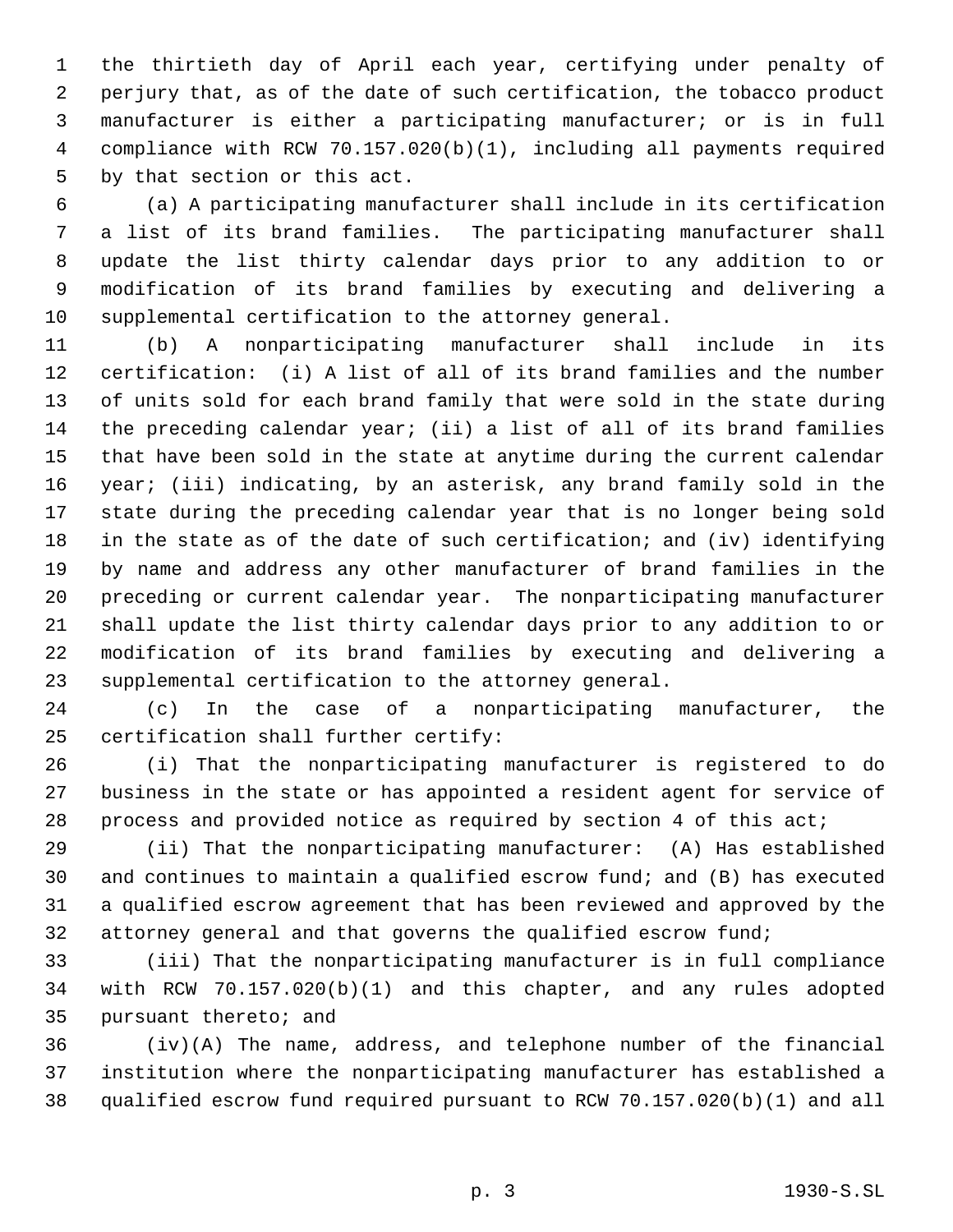the thirtieth day of April each year, certifying under penalty of perjury that, as of the date of such certification, the tobacco product manufacturer is either a participating manufacturer; or is in full compliance with RCW 70.157.020(b)(1), including all payments required by that section or this act.

(a) A participating manufacturer shall include in its certification a list of its brand families. The participating manufacturer shall update the list thirty calendar days prior to any addition to or modification of its brand families by executing and delivering a supplemental certification to the attorney general.

(b) A nonparticipating manufacturer shall include in its certification: (i) A list of all of its brand families and the number of units sold for each brand family that were sold in the state during the preceding calendar year; (ii) a list of all of its brand families that have been sold in the state at anytime during the current calendar year; (iii) indicating, by an asterisk, any brand family sold in the state during the preceding calendar year that is no longer being sold in the state as of the date of such certification; and (iv) identifying by name and address any other manufacturer of brand families in the preceding or current calendar year. The nonparticipating manufacturer shall update the list thirty calendar days prior to any addition to or modification of its brand families by executing and delivering a supplemental certification to the attorney general.

(c) In the case of a nonparticipating manufacturer, the certification shall further certify:

(i) That the nonparticipating manufacturer is registered to do business in the state or has appointed a resident agent for service of process and provided notice as required by section 4 of this act;

(ii) That the nonparticipating manufacturer: (A) Has established and continues to maintain a qualified escrow fund; and (B) has executed a qualified escrow agreement that has been reviewed and approved by the attorney general and that governs the qualified escrow fund;

(iii) That the nonparticipating manufacturer is in full compliance with RCW 70.157.020(b)(1) and this chapter, and any rules adopted pursuant thereto; and

(iv)(A) The name, address, and telephone number of the financial institution where the nonparticipating manufacturer has established a qualified escrow fund required pursuant to RCW 70.157.020(b)(1) and all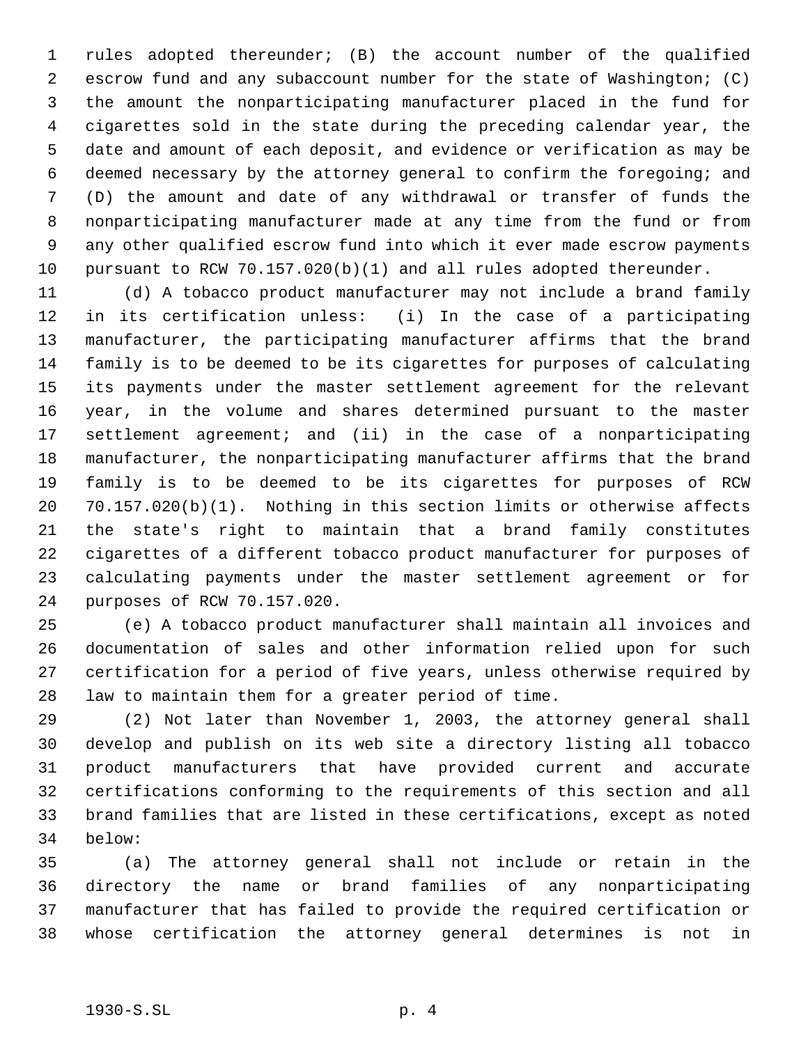rules adopted thereunder; (B) the account number of the qualified escrow fund and any subaccount number for the state of Washington; (C) the amount the nonparticipating manufacturer placed in the fund for cigarettes sold in the state during the preceding calendar year, the date and amount of each deposit, and evidence or verification as may be deemed necessary by the attorney general to confirm the foregoing; and (D) the amount and date of any withdrawal or transfer of funds the nonparticipating manufacturer made at any time from the fund or from any other qualified escrow fund into which it ever made escrow payments pursuant to RCW 70.157.020(b)(1) and all rules adopted thereunder.

(d) A tobacco product manufacturer may not include a brand family in its certification unless: (i) In the case of a participating manufacturer, the participating manufacturer affirms that the brand family is to be deemed to be its cigarettes for purposes of calculating its payments under the master settlement agreement for the relevant year, in the volume and shares determined pursuant to the master settlement agreement; and (ii) in the case of a nonparticipating manufacturer, the nonparticipating manufacturer affirms that the brand family is to be deemed to be its cigarettes for purposes of RCW 70.157.020(b)(1). Nothing in this section limits or otherwise affects the state's right to maintain that a brand family constitutes cigarettes of a different tobacco product manufacturer for purposes of calculating payments under the master settlement agreement or for purposes of RCW 70.157.020.

(e) A tobacco product manufacturer shall maintain all invoices and documentation of sales and other information relied upon for such certification for a period of five years, unless otherwise required by law to maintain them for a greater period of time.

(2) Not later than November 1, 2003, the attorney general shall develop and publish on its web site a directory listing all tobacco product manufacturers that have provided current and accurate certifications conforming to the requirements of this section and all brand families that are listed in these certifications, except as noted below:

(a) The attorney general shall not include or retain in the directory the name or brand families of any nonparticipating manufacturer that has failed to provide the required certification or whose certification the attorney general determines is not in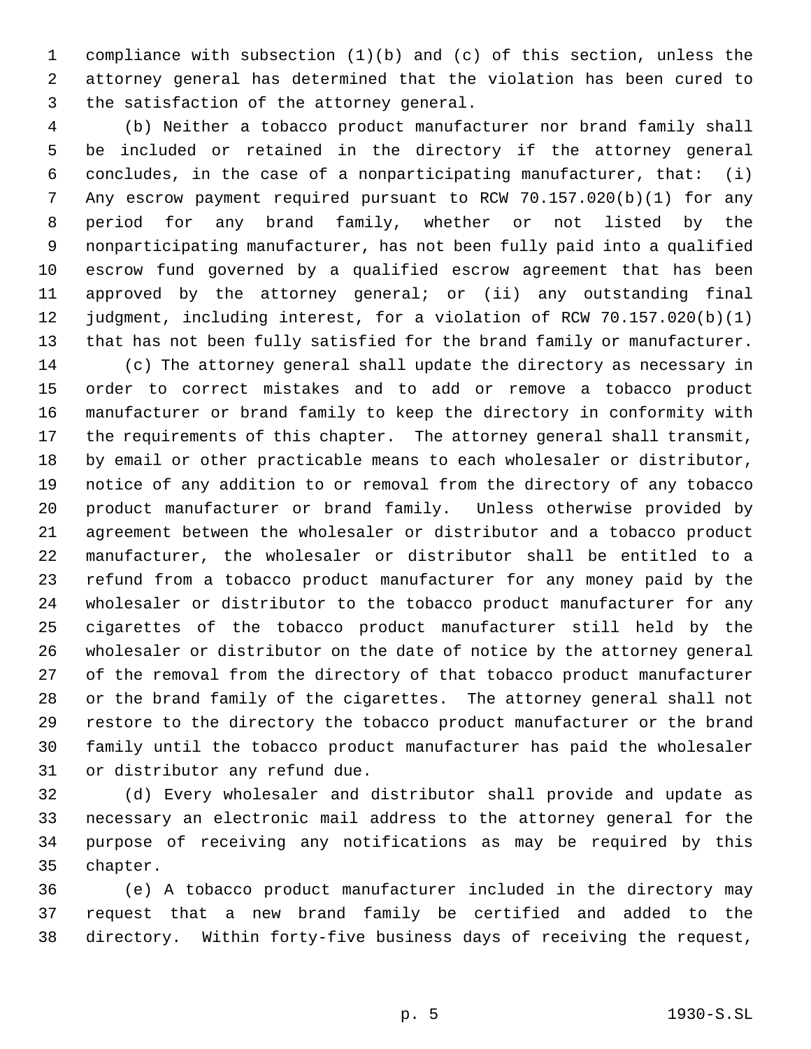compliance with subsection (1)(b) and (c) of this section, unless the attorney general has determined that the violation has been cured to the satisfaction of the attorney general.

(b) Neither a tobacco product manufacturer nor brand family shall be included or retained in the directory if the attorney general concludes, in the case of a nonparticipating manufacturer, that: (i) Any escrow payment required pursuant to RCW 70.157.020(b)(1) for any period for any brand family, whether or not listed by the nonparticipating manufacturer, has not been fully paid into a qualified escrow fund governed by a qualified escrow agreement that has been approved by the attorney general; or (ii) any outstanding final judgment, including interest, for a violation of RCW 70.157.020(b)(1) that has not been fully satisfied for the brand family or manufacturer.

(c) The attorney general shall update the directory as necessary in order to correct mistakes and to add or remove a tobacco product manufacturer or brand family to keep the directory in conformity with the requirements of this chapter. The attorney general shall transmit, by email or other practicable means to each wholesaler or distributor, notice of any addition to or removal from the directory of any tobacco product manufacturer or brand family. Unless otherwise provided by agreement between the wholesaler or distributor and a tobacco product manufacturer, the wholesaler or distributor shall be entitled to a refund from a tobacco product manufacturer for any money paid by the wholesaler or distributor to the tobacco product manufacturer for any cigarettes of the tobacco product manufacturer still held by the wholesaler or distributor on the date of notice by the attorney general of the removal from the directory of that tobacco product manufacturer or the brand family of the cigarettes. The attorney general shall not restore to the directory the tobacco product manufacturer or the brand family until the tobacco product manufacturer has paid the wholesaler or distributor any refund due.

(d) Every wholesaler and distributor shall provide and update as necessary an electronic mail address to the attorney general for the purpose of receiving any notifications as may be required by this chapter.

(e) A tobacco product manufacturer included in the directory may request that a new brand family be certified and added to the directory. Within forty-five business days of receiving the request,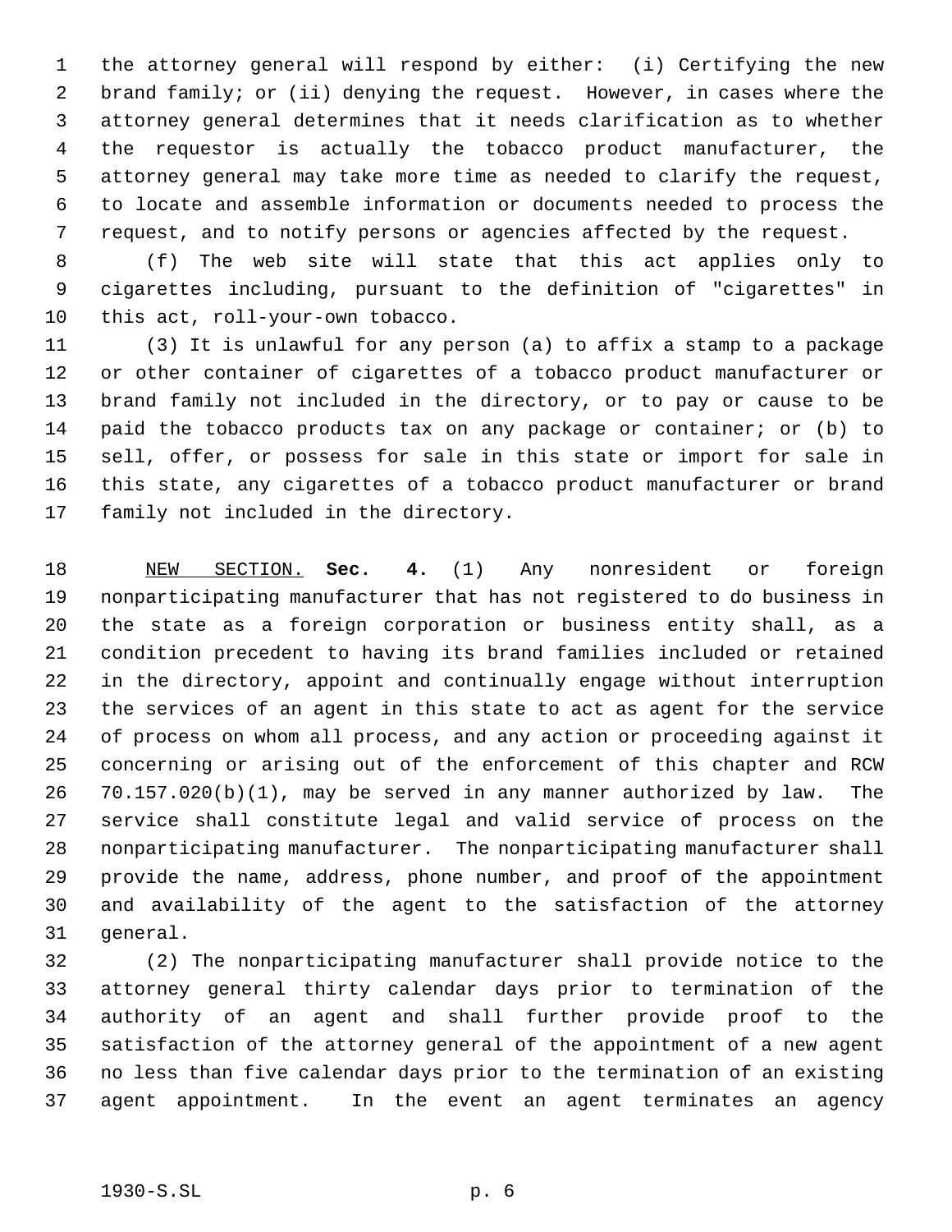the attorney general will respond by either: (i) Certifying the new brand family; or (ii) denying the request. However, in cases where the attorney general determines that it needs clarification as to whether the requestor is actually the tobacco product manufacturer, the attorney general may take more time as needed to clarify the request, to locate and assemble information or documents needed to process the request, and to notify persons or agencies affected by the request.

(f) The web site will state that this act applies only to cigarettes including, pursuant to the definition of "cigarettes" in this act, roll-your-own tobacco.

(3) It is unlawful for any person (a) to affix a stamp to a package or other container of cigarettes of a tobacco product manufacturer or brand family not included in the directory, or to pay or cause to be paid the tobacco products tax on any package or container; or (b) to sell, offer, or possess for sale in this state or import for sale in this state, any cigarettes of a tobacco product manufacturer or brand family not included in the directory.

NEW SECTION. **Sec. 4.** (1) Any nonresident or foreign nonparticipating manufacturer that has not registered to do business in the state as a foreign corporation or business entity shall, as a condition precedent to having its brand families included or retained in the directory, appoint and continually engage without interruption the services of an agent in this state to act as agent for the service of process on whom all process, and any action or proceeding against it concerning or arising out of the enforcement of this chapter and RCW 70.157.020(b)(1), may be served in any manner authorized by law. The service shall constitute legal and valid service of process on the nonparticipating manufacturer. The nonparticipating manufacturer shall provide the name, address, phone number, and proof of the appointment and availability of the agent to the satisfaction of the attorney general.

(2) The nonparticipating manufacturer shall provide notice to the attorney general thirty calendar days prior to termination of the authority of an agent and shall further provide proof to the satisfaction of the attorney general of the appointment of a new agent no less than five calendar days prior to the termination of an existing agent appointment. In the event an agent terminates an agency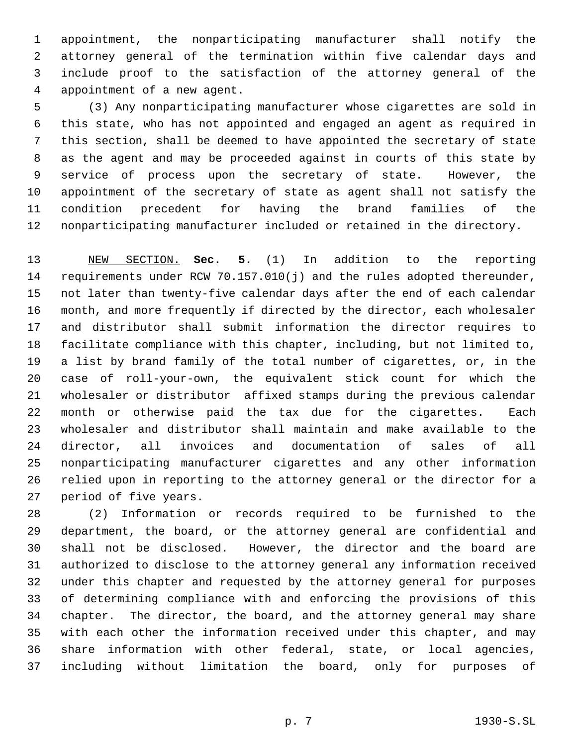appointment, the nonparticipating manufacturer shall notify the attorney general of the termination within five calendar days and include proof to the satisfaction of the attorney general of the appointment of a new agent.

(3) Any nonparticipating manufacturer whose cigarettes are sold in this state, who has not appointed and engaged an agent as required in this section, shall be deemed to have appointed the secretary of state as the agent and may be proceeded against in courts of this state by service of process upon the secretary of state. However, the appointment of the secretary of state as agent shall not satisfy the condition precedent for having the brand families of the nonparticipating manufacturer included or retained in the directory.

NEW SECTION. **Sec. 5.** (1) In addition to the reporting requirements under RCW 70.157.010(j) and the rules adopted thereunder, not later than twenty-five calendar days after the end of each calendar month, and more frequently if directed by the director, each wholesaler and distributor shall submit information the director requires to facilitate compliance with this chapter, including, but not limited to, a list by brand family of the total number of cigarettes, or, in the case of roll-your-own, the equivalent stick count for which the wholesaler or distributor affixed stamps during the previous calendar month or otherwise paid the tax due for the cigarettes. Each wholesaler and distributor shall maintain and make available to the director, all invoices and documentation of sales of all nonparticipating manufacturer cigarettes and any other information relied upon in reporting to the attorney general or the director for a period of five years.

(2) Information or records required to be furnished to the department, the board, or the attorney general are confidential and shall not be disclosed. However, the director and the board are authorized to disclose to the attorney general any information received under this chapter and requested by the attorney general for purposes of determining compliance with and enforcing the provisions of this chapter. The director, the board, and the attorney general may share with each other the information received under this chapter, and may share information with other federal, state, or local agencies, including without limitation the board, only for purposes of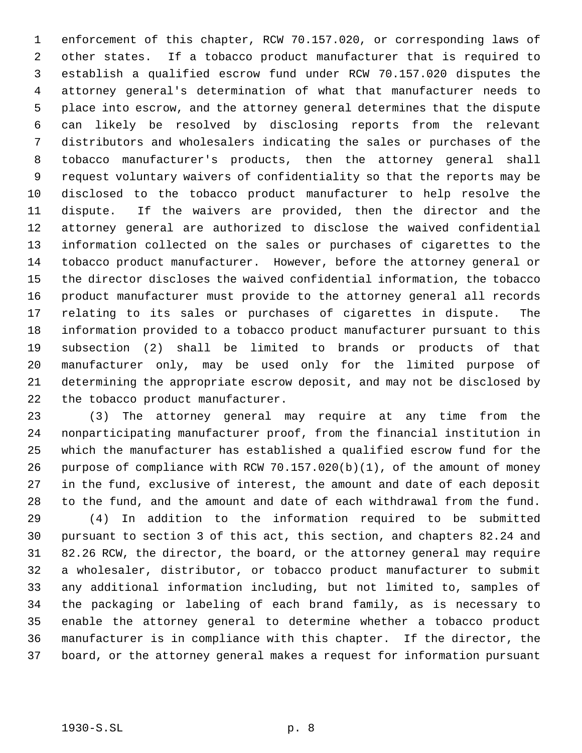enforcement of this chapter, RCW 70.157.020, or corresponding laws of other states. If a tobacco product manufacturer that is required to establish a qualified escrow fund under RCW 70.157.020 disputes the attorney general's determination of what that manufacturer needs to place into escrow, and the attorney general determines that the dispute can likely be resolved by disclosing reports from the relevant distributors and wholesalers indicating the sales or purchases of the tobacco manufacturer's products, then the attorney general shall request voluntary waivers of confidentiality so that the reports may be disclosed to the tobacco product manufacturer to help resolve the dispute. If the waivers are provided, then the director and the attorney general are authorized to disclose the waived confidential information collected on the sales or purchases of cigarettes to the tobacco product manufacturer. However, before the attorney general or the director discloses the waived confidential information, the tobacco product manufacturer must provide to the attorney general all records relating to its sales or purchases of cigarettes in dispute. The information provided to a tobacco product manufacturer pursuant to this subsection (2) shall be limited to brands or products of that manufacturer only, may be used only for the limited purpose of determining the appropriate escrow deposit, and may not be disclosed by the tobacco product manufacturer.

(3) The attorney general may require at any time from the nonparticipating manufacturer proof, from the financial institution in which the manufacturer has established a qualified escrow fund for the purpose of compliance with RCW 70.157.020(b)(1), of the amount of money in the fund, exclusive of interest, the amount and date of each deposit to the fund, and the amount and date of each withdrawal from the fund.

(4) In addition to the information required to be submitted pursuant to section 3 of this act, this section, and chapters 82.24 and 82.26 RCW, the director, the board, or the attorney general may require a wholesaler, distributor, or tobacco product manufacturer to submit any additional information including, but not limited to, samples of the packaging or labeling of each brand family, as is necessary to enable the attorney general to determine whether a tobacco product manufacturer is in compliance with this chapter. If the director, the board, or the attorney general makes a request for information pursuant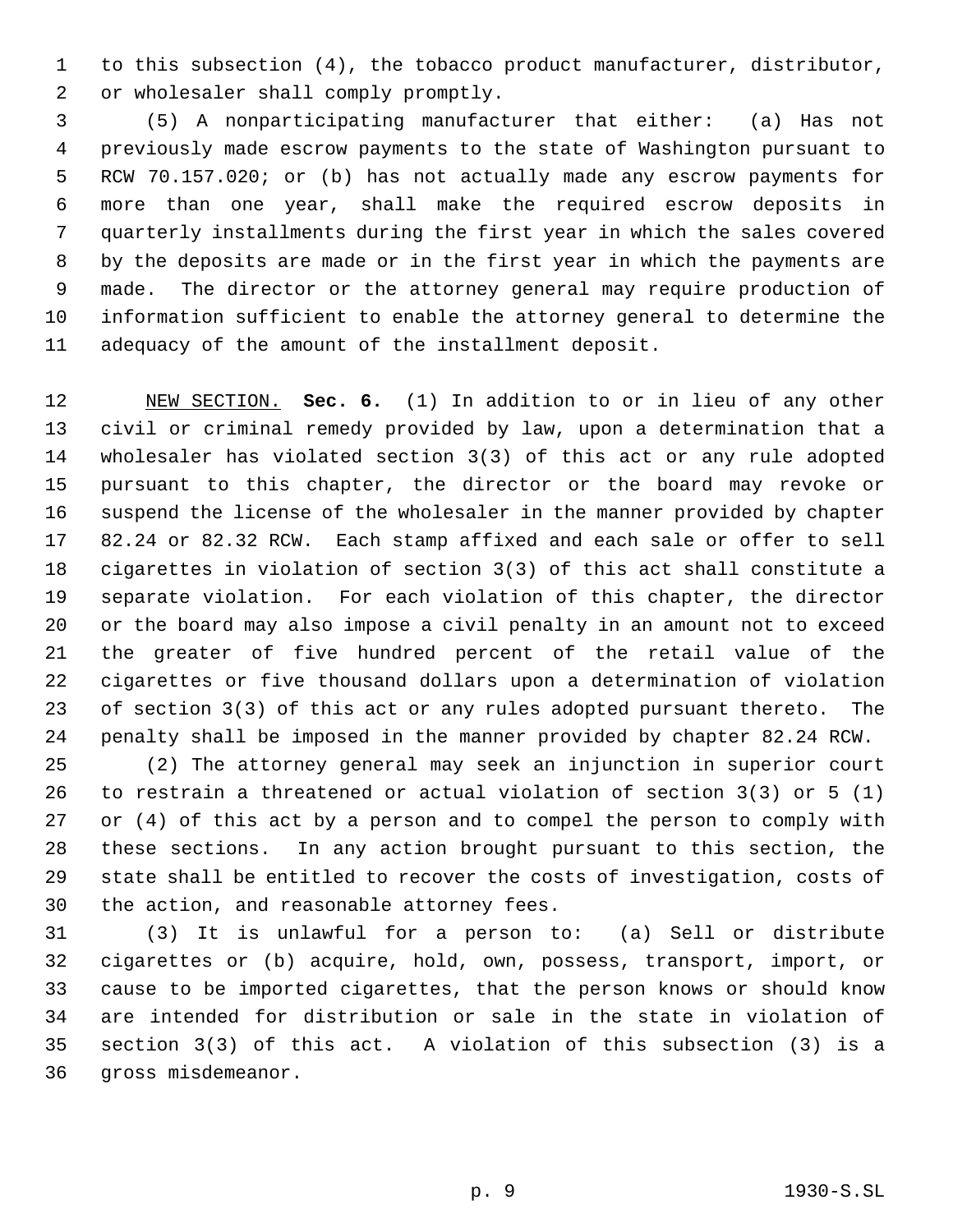to this subsection (4), the tobacco product manufacturer, distributor, or wholesaler shall comply promptly.

(5) A nonparticipating manufacturer that either: (a) Has not previously made escrow payments to the state of Washington pursuant to RCW 70.157.020; or (b) has not actually made any escrow payments for more than one year, shall make the required escrow deposits in quarterly installments during the first year in which the sales covered by the deposits are made or in the first year in which the payments are made. The director or the attorney general may require production of information sufficient to enable the attorney general to determine the adequacy of the amount of the installment deposit.

NEW SECTION. **Sec. 6.** (1) In addition to or in lieu of any other civil or criminal remedy provided by law, upon a determination that a wholesaler has violated section 3(3) of this act or any rule adopted pursuant to this chapter, the director or the board may revoke or suspend the license of the wholesaler in the manner provided by chapter 82.24 or 82.32 RCW. Each stamp affixed and each sale or offer to sell cigarettes in violation of section 3(3) of this act shall constitute a separate violation. For each violation of this chapter, the director or the board may also impose a civil penalty in an amount not to exceed the greater of five hundred percent of the retail value of the cigarettes or five thousand dollars upon a determination of violation of section 3(3) of this act or any rules adopted pursuant thereto. The penalty shall be imposed in the manner provided by chapter 82.24 RCW.

(2) The attorney general may seek an injunction in superior court to restrain a threatened or actual violation of section 3(3) or 5 (1) or (4) of this act by a person and to compel the person to comply with these sections. In any action brought pursuant to this section, the state shall be entitled to recover the costs of investigation, costs of the action, and reasonable attorney fees.

(3) It is unlawful for a person to: (a) Sell or distribute cigarettes or (b) acquire, hold, own, possess, transport, import, or cause to be imported cigarettes, that the person knows or should know are intended for distribution or sale in the state in violation of section 3(3) of this act. A violation of this subsection (3) is a gross misdemeanor.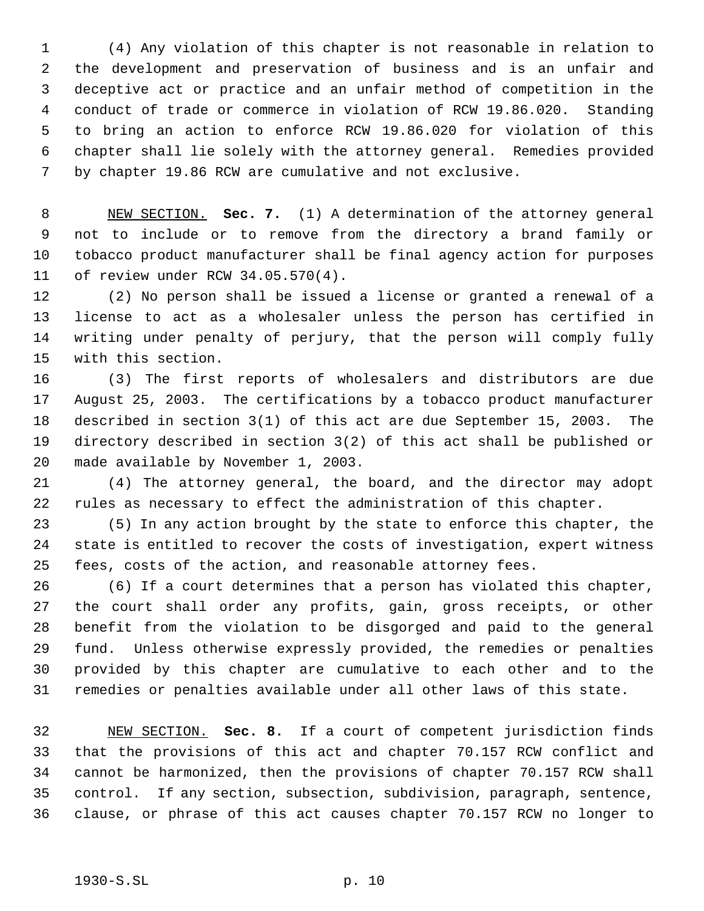(4) Any violation of this chapter is not reasonable in relation to the development and preservation of business and is an unfair and deceptive act or practice and an unfair method of competition in the conduct of trade or commerce in violation of RCW 19.86.020. Standing to bring an action to enforce RCW 19.86.020 for violation of this chapter shall lie solely with the attorney general. Remedies provided by chapter 19.86 RCW are cumulative and not exclusive.

NEW SECTION. **Sec. 7.** (1) A determination of the attorney general not to include or to remove from the directory a brand family or tobacco product manufacturer shall be final agency action for purposes of review under RCW 34.05.570(4).

(2) No person shall be issued a license or granted a renewal of a license to act as a wholesaler unless the person has certified in writing under penalty of perjury, that the person will comply fully with this section.

(3) The first reports of wholesalers and distributors are due August 25, 2003. The certifications by a tobacco product manufacturer described in section 3(1) of this act are due September 15, 2003. The directory described in section 3(2) of this act shall be published or made available by November 1, 2003.

(4) The attorney general, the board, and the director may adopt rules as necessary to effect the administration of this chapter.

(5) In any action brought by the state to enforce this chapter, the state is entitled to recover the costs of investigation, expert witness fees, costs of the action, and reasonable attorney fees.

(6) If a court determines that a person has violated this chapter, the court shall order any profits, gain, gross receipts, or other benefit from the violation to be disgorged and paid to the general fund. Unless otherwise expressly provided, the remedies or penalties provided by this chapter are cumulative to each other and to the remedies or penalties available under all other laws of this state.

NEW SECTION. **Sec. 8.** If a court of competent jurisdiction finds that the provisions of this act and chapter 70.157 RCW conflict and cannot be harmonized, then the provisions of chapter 70.157 RCW shall control. If any section, subsection, subdivision, paragraph, sentence, clause, or phrase of this act causes chapter 70.157 RCW no longer to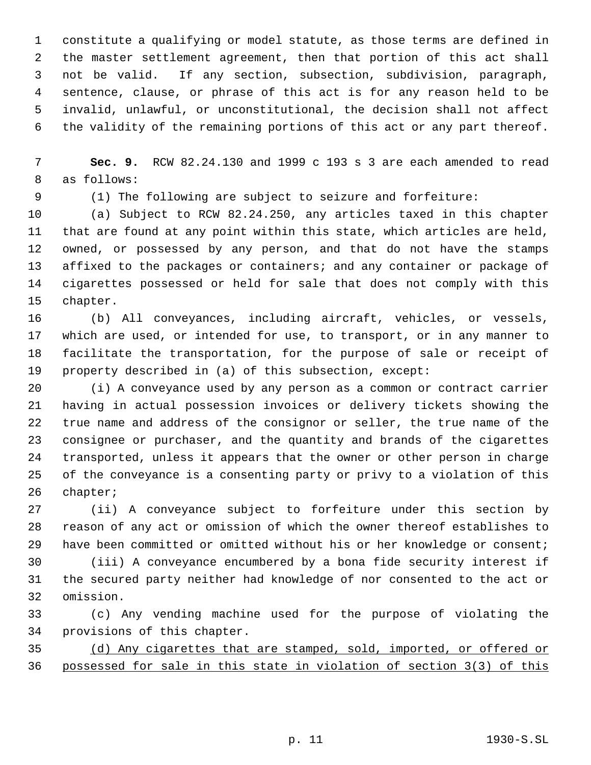constitute a qualifying or model statute, as those terms are defined in the master settlement agreement, then that portion of this act shall not be valid. If any section, subsection, subdivision, paragraph, sentence, clause, or phrase of this act is for any reason held to be invalid, unlawful, or unconstitutional, the decision shall not affect the validity of the remaining portions of this act or any part thereof.

**Sec. 9.** RCW 82.24.130 and 1999 c 193 s 3 are each amended to read as follows:

(1) The following are subject to seizure and forfeiture:

(a) Subject to RCW 82.24.250, any articles taxed in this chapter that are found at any point within this state, which articles are held, owned, or possessed by any person, and that do not have the stamps affixed to the packages or containers; and any container or package of cigarettes possessed or held for sale that does not comply with this chapter.

(b) All conveyances, including aircraft, vehicles, or vessels, which are used, or intended for use, to transport, or in any manner to facilitate the transportation, for the purpose of sale or receipt of property described in (a) of this subsection, except:

(i) A conveyance used by any person as a common or contract carrier having in actual possession invoices or delivery tickets showing the true name and address of the consignor or seller, the true name of the consignee or purchaser, and the quantity and brands of the cigarettes transported, unless it appears that the owner or other person in charge of the conveyance is a consenting party or privy to a violation of this chapter;

(ii) A conveyance subject to forfeiture under this section by reason of any act or omission of which the owner thereof establishes to have been committed or omitted without his or her knowledge or consent;

(iii) A conveyance encumbered by a bona fide security interest if the secured party neither had knowledge of nor consented to the act or omission.

(c) Any vending machine used for the purpose of violating the provisions of this chapter.

(d) Any cigarettes that are stamped, sold, imported, or offered or possessed for sale in this state in violation of section 3(3) of this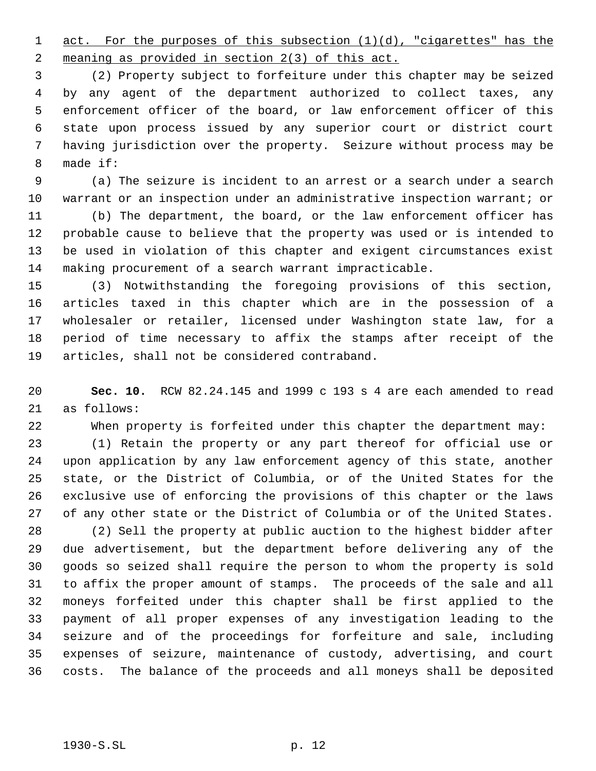act. For the purposes of this subsection (1)(d), "cigarettes" has the meaning as provided in section 2(3) of this act.

(2) Property subject to forfeiture under this chapter may be seized by any agent of the department authorized to collect taxes, any enforcement officer of the board, or law enforcement officer of this state upon process issued by any superior court or district court having jurisdiction over the property. Seizure without process may be made if:

(a) The seizure is incident to an arrest or a search under a search warrant or an inspection under an administrative inspection warrant; or

(b) The department, the board, or the law enforcement officer has probable cause to believe that the property was used or is intended to be used in violation of this chapter and exigent circumstances exist making procurement of a search warrant impracticable.

(3) Notwithstanding the foregoing provisions of this section, articles taxed in this chapter which are in the possession of a wholesaler or retailer, licensed under Washington state law, for a period of time necessary to affix the stamps after receipt of the articles, shall not be considered contraband.

**Sec. 10.** RCW 82.24.145 and 1999 c 193 s 4 are each amended to read as follows:

When property is forfeited under this chapter the department may:

(1) Retain the property or any part thereof for official use or upon application by any law enforcement agency of this state, another state, or the District of Columbia, or of the United States for the exclusive use of enforcing the provisions of this chapter or the laws of any other state or the District of Columbia or of the United States.

(2) Sell the property at public auction to the highest bidder after due advertisement, but the department before delivering any of the goods so seized shall require the person to whom the property is sold to affix the proper amount of stamps. The proceeds of the sale and all moneys forfeited under this chapter shall be first applied to the payment of all proper expenses of any investigation leading to the seizure and of the proceedings for forfeiture and sale, including expenses of seizure, maintenance of custody, advertising, and court costs. The balance of the proceeds and all moneys shall be deposited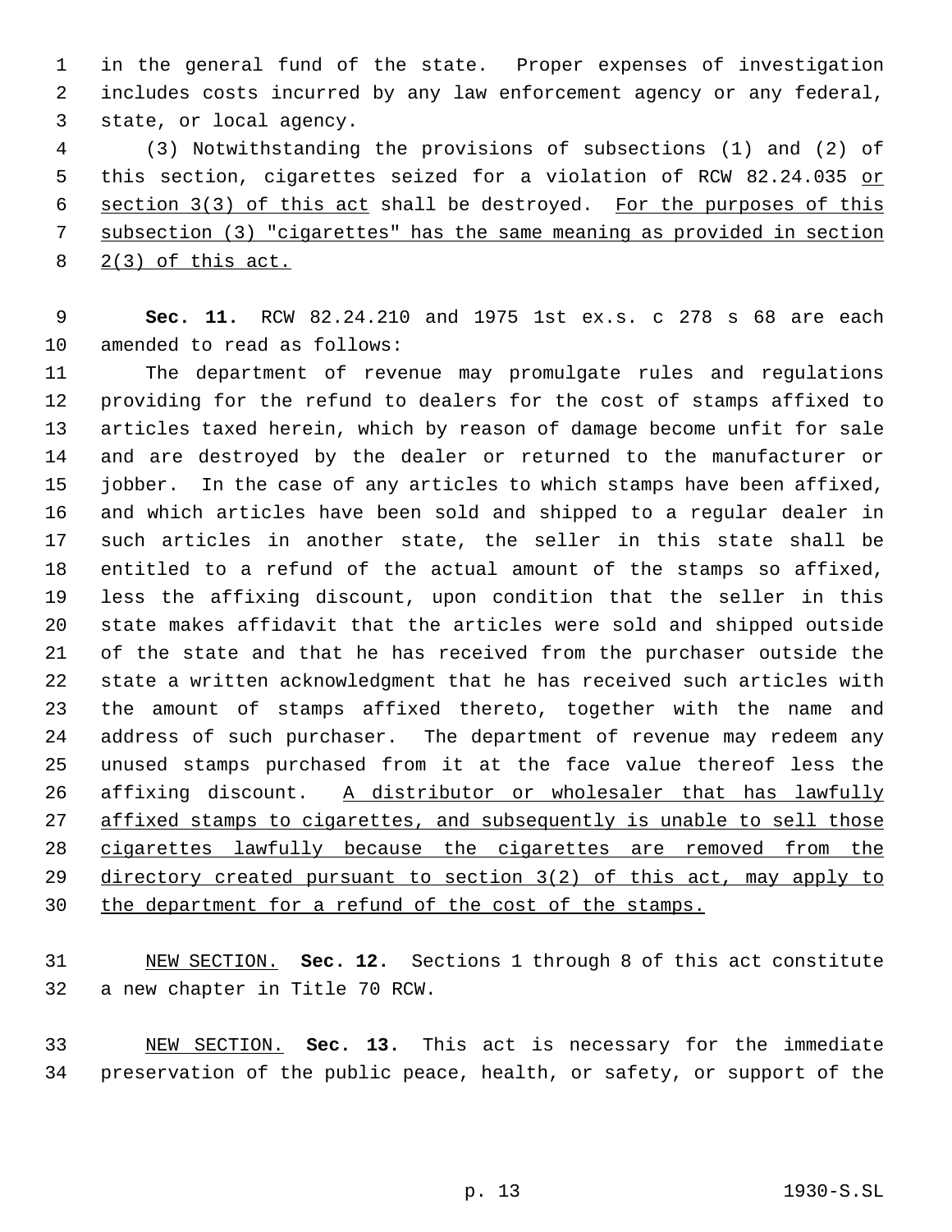in the general fund of the state. Proper expenses of investigation includes costs incurred by any law enforcement agency or any federal, state, or local agency.

(3) Notwithstanding the provisions of subsections (1) and (2) of this section, cigarettes seized for a violation of RCW 82.24.035 <u>or section 3(3) of this act</u> shall be destroyed. <u>For the purposes of this subsection (3) "cigarettes" has the same meaning as provided in section 2(3) of this act.</u>

**Sec. 11.** RCW 82.24.210 and 1975 1st ex.s. c 278 s 68 are each amended to read as follows:

The department of revenue may promulgate rules and regulations providing for the refund to dealers for the cost of stamps affixed to articles taxed herein, which by reason of damage become unfit for sale and are destroyed by the dealer or returned to the manufacturer or jobber. In the case of any articles to which stamps have been affixed, and which articles have been sold and shipped to a regular dealer in such articles in another state, the seller in this state shall be entitled to a refund of the actual amount of the stamps so affixed, less the affixing discount, upon condition that the seller in this state makes affidavit that the articles were sold and shipped outside of the state and that he has received from the purchaser outside the state a written acknowledgment that he has received such articles with the amount of stamps affixed thereto, together with the name and address of such purchaser. The department of revenue may redeem any unused stamps purchased from it at the face value thereof less the affixing discount. <u>A distributor or wholesaler that has lawfully affixed stamps to cigarettes, and subsequently is unable to sell those cigarettes lawfully because the cigarettes are removed from the directory created pursuant to section 3(2) of this act, may apply to the department for a refund of the cost of the stamps.</u>

<u>NEW SECTION.</u> **Sec. 12.** Sections 1 through 8 of this act constitute a new chapter in Title 70 RCW.

<u>NEW SECTION.</u> **Sec. 13.** This act is necessary for the immediate preservation of the public peace, health, or safety, or support of the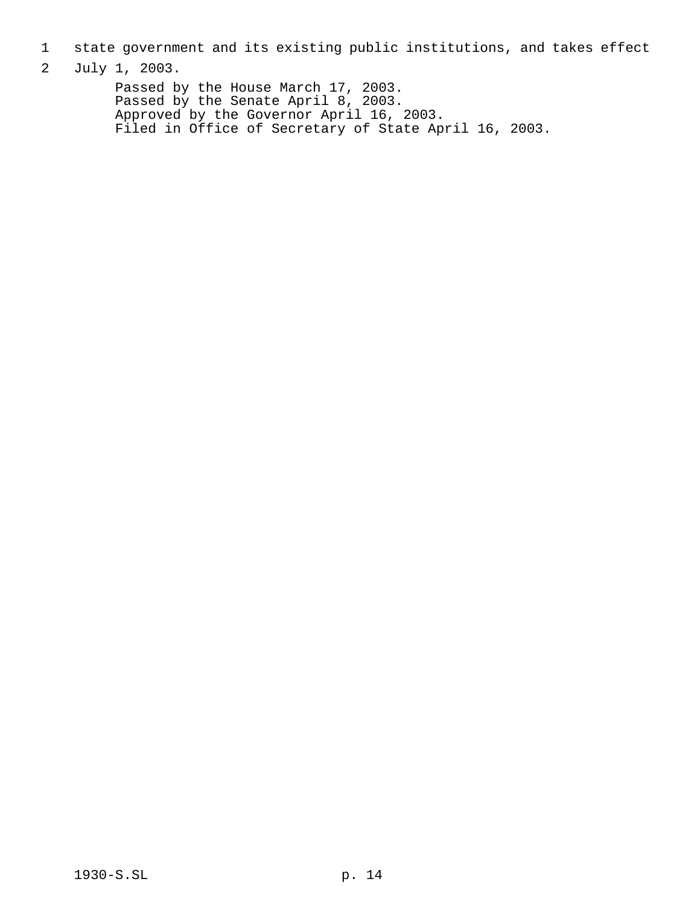state government and its existing public institutions, and takes effect July 1, 2003.

Passed by the House March 17, 2003.
Passed by the Senate April 8, 2003.
Approved by the Governor April 16, 2003.
Filed in Office of Secretary of State April 16, 2003.